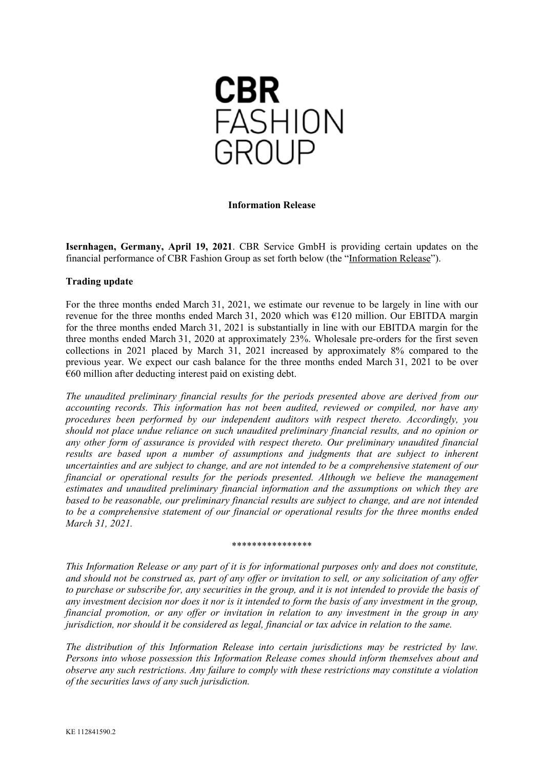# CBR FASHION GROUP

**Information Release**

**Isernhagen, Germany, April 19, 2021**. CBR Service GmbH is providing certain updates on the financial performance of CBR Fashion Group as set forth below (the "Information Release").

**Trading update**

For the three months ended March 31, 2021, we estimate our revenue to be largely in line with our revenue for the three months ended March 31, 2020 which was €120 million. Our EBITDA margin for the three months ended March 31, 2021 is substantially in line with our EBITDA margin for the three months ended March 31, 2020 at approximately 23%. Wholesale pre-orders for the first seven collections in 2021 placed by March 31, 2021 increased by approximately 8% compared to the previous year. We expect our cash balance for the three months ended March 31, 2021 to be over €60 million after deducting interest paid on existing debt.

*The unaudited preliminary financial results for the periods presented above are derived from our accounting records. This information has not been audited, reviewed or compiled, nor have any procedures been performed by our independent auditors with respect thereto. Accordingly, you should not place undue reliance on such unaudited preliminary financial results, and no opinion or any other form of assurance is provided with respect thereto. Our preliminary unaudited financial results are based upon a number of assumptions and judgments that are subject to inherent uncertainties and are subject to change, and are not intended to be a comprehensive statement of our financial or operational results for the periods presented. Although we believe the management estimates and unaudited preliminary financial information and the assumptions on which they are based to be reasonable, our preliminary financial results are subject to change, and are not intended to be a comprehensive statement of our financial or operational results for the three months ended March 31, 2021.*

\*\*\*\*\*\*\*\*\*\*\*\*\*\*\*\*

*This Information Release or any part of it is for informational purposes only and does not constitute, and should not be construed as, part of any offer or invitation to sell, or any solicitation of any offer to purchase or subscribe for, any securities in the group, and it is not intended to provide the basis of any investment decision nor does it nor is it intended to form the basis of any investment in the group, financial promotion, or any offer or invitation in relation to any investment in the group in any jurisdiction, nor should it be considered as legal, financial or tax advice in relation to the same.*

*The distribution of this Information Release into certain jurisdictions may be restricted by law. Persons into whose possession this Information Release comes should inform themselves about and observe any such restrictions. Any failure to comply with these restrictions may constitute a violation of the securities laws of any such jurisdiction.*

KE 112841590.2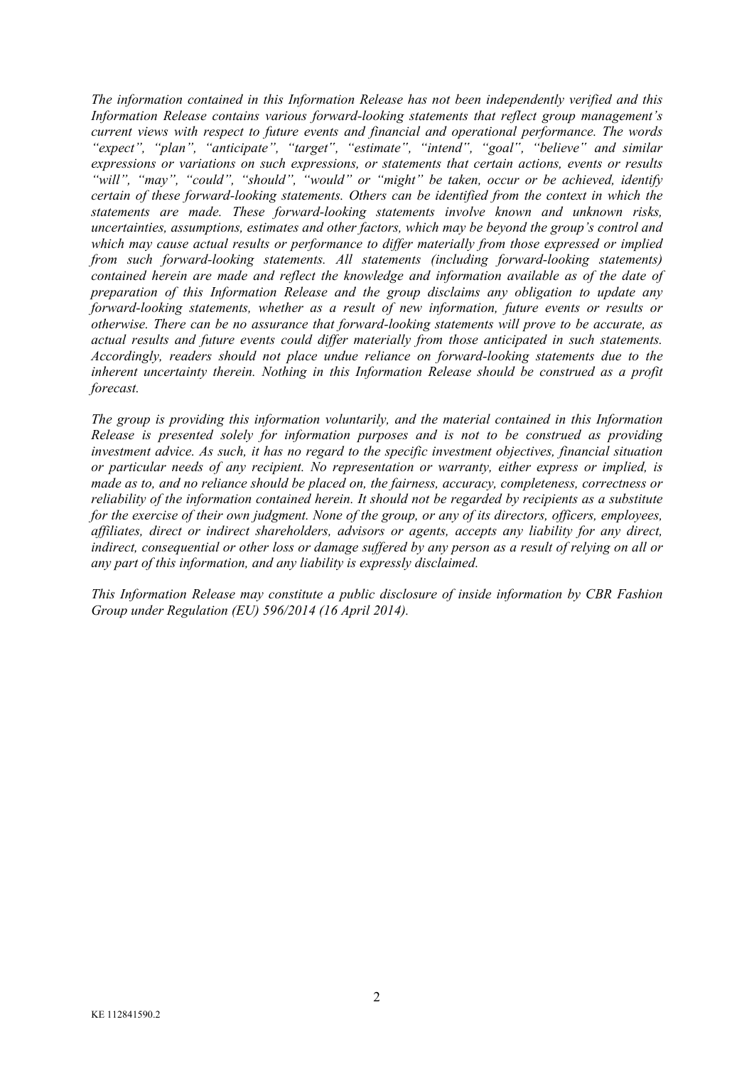*The information contained in this Information Release has not been independently verified and this Information Release contains various forward-looking statements that reflect group management's current views with respect to future events and financial and operational performance. The words "expect", "plan", "anticipate", "target", "estimate", "intend", "goal", "believe" and similar expressions or variations on such expressions, or statements that certain actions, events or results "will", "may", "could", "should", "would" or "might" be taken, occur or be achieved, identify certain of these forward-looking statements. Others can be identified from the context in which the statements are made. These forward-looking statements involve known and unknown risks, uncertainties, assumptions, estimates and other factors, which may be beyond the group's control and which may cause actual results or performance to differ materially from those expressed or implied from such forward-looking statements. All statements (including forward-looking statements) contained herein are made and reflect the knowledge and information available as of the date of preparation of this Information Release and the group disclaims any obligation to update any forward-looking statements, whether as a result of new information, future events or results or otherwise. There can be no assurance that forward-looking statements will prove to be accurate, as actual results and future events could differ materially from those anticipated in such statements. Accordingly, readers should not place undue reliance on forward-looking statements due to the inherent uncertainty therein. Nothing in this Information Release should be construed as a profit forecast.*

*The group is providing this information voluntarily, and the material contained in this Information Release is presented solely for information purposes and is not to be construed as providing investment advice. As such, it has no regard to the specific investment objectives, financial situation or particular needs of any recipient. No representation or warranty, either express or implied, is made as to, and no reliance should be placed on, the fairness, accuracy, completeness, correctness or reliability of the information contained herein. It should not be regarded by recipients as a substitute for the exercise of their own judgment. None of the group, or any of its directors, officers, employees, affiliates, direct or indirect shareholders, advisors or agents, accepts any liability for any direct, indirect, consequential or other loss or damage suffered by any person as a result of relying on all or any part of this information, and any liability is expressly disclaimed.*

*This Information Release may constitute a public disclosure of inside information by CBR Fashion Group under Regulation (EU) 596/2014 (16 April 2014).*

KE 112841590.2